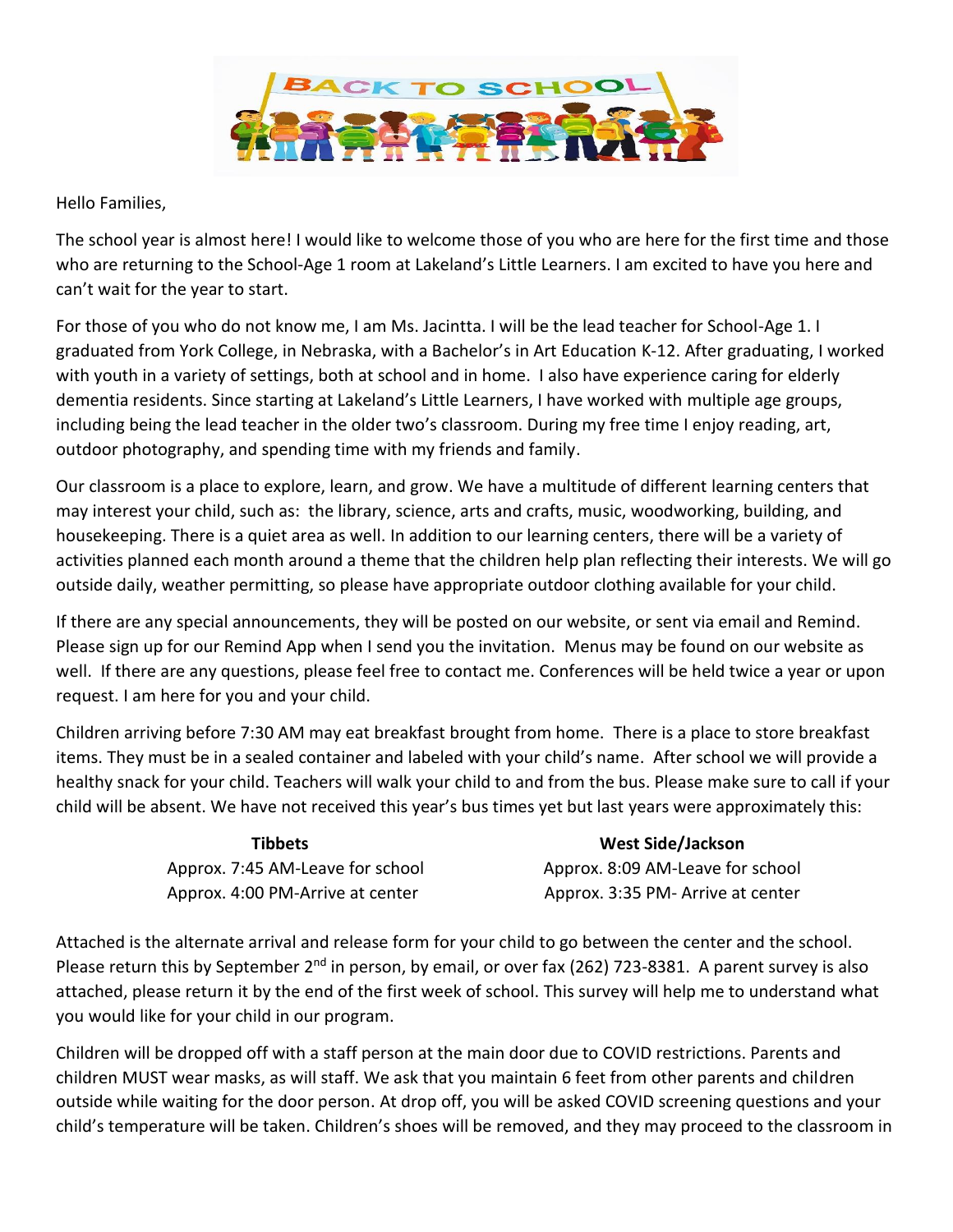Hello Families,

The school year is almost here! I would like to welcome those of you who are here for the first time and those who are returning to the School-Age 1 room at Lakeland's Little Learners. I am excited to have you here and can't wait for the year to start.

For those of you who do not know me, I am Ms. Jacintta. I will be the lead teacher for School-Age 1. I graduated from York College, in Nebraska, with a Bachelor's in Art Education K-12. After graduating, I worked with youth in a variety of settings, both at school and in home. I also have experience caring for elderly dementia residents. Since starting at Lakeland's Little Learners, I have worked with multiple age groups, including being the lead teacher in the older two's classroom. During my free time I enjoy reading, art, outdoor photography, and spending time with my friends and family.

Our classroom is a place to explore, learn, and grow. We have a multitude of different learning centers that may interest your child, such as: the library, science, arts and crafts, music, woodworking, building, and housekeeping. There is a quiet area as well. In addition to our learning centers, there will be a variety of activities planned each month around a theme that the children help plan reflecting their interests. We will go outside daily, weather permitting, so please have appropriate outdoor clothing available for your child.

If there are any special announcements, they will be posted on our website, or sent via email and Remind. Please sign up for our Remind App when I send you the invitation. Menus may be found on our website as well. If there are any questions, please feel free to contact me. Conferences will be held twice a year or upon request. I am here for you and your child.

Children arriving before 7:30 AM may eat breakfast brought from home. There is a place to store breakfast items. They must be in a sealed container and labeled with your child's name. After school we will provide a healthy snack for your child. Teachers will walk your child to and from the bus. Please make sure to call if your child will be absent. We have not received this year's bus times yet but last years were approximately this:

| **Tibbets** | **West Side/Jackson** |
|---|---|
| Approx. 7:45 AM-Leave for school | Approx. 8:09 AM-Leave for school |
| Approx. 4:00 PM-Arrive at center | Approx. 3:35 PM- Arrive at center |

Attached is the alternate arrival and release form for your child to go between the center and the school. Please return this by September 2nd in person, by email, or over fax (262) 723-8381. A parent survey is also attached, please return it by the end of the first week of school. This survey will help me to understand what you would like for your child in our program.

Children will be dropped off with a staff person at the main door due to COVID restrictions. Parents and children MUST wear masks, as will staff. We ask that you maintain 6 feet from other parents and children outside while waiting for the door person. At drop off, you will be asked COVID screening questions and your child's temperature will be taken. Children's shoes will be removed, and they may proceed to the classroom in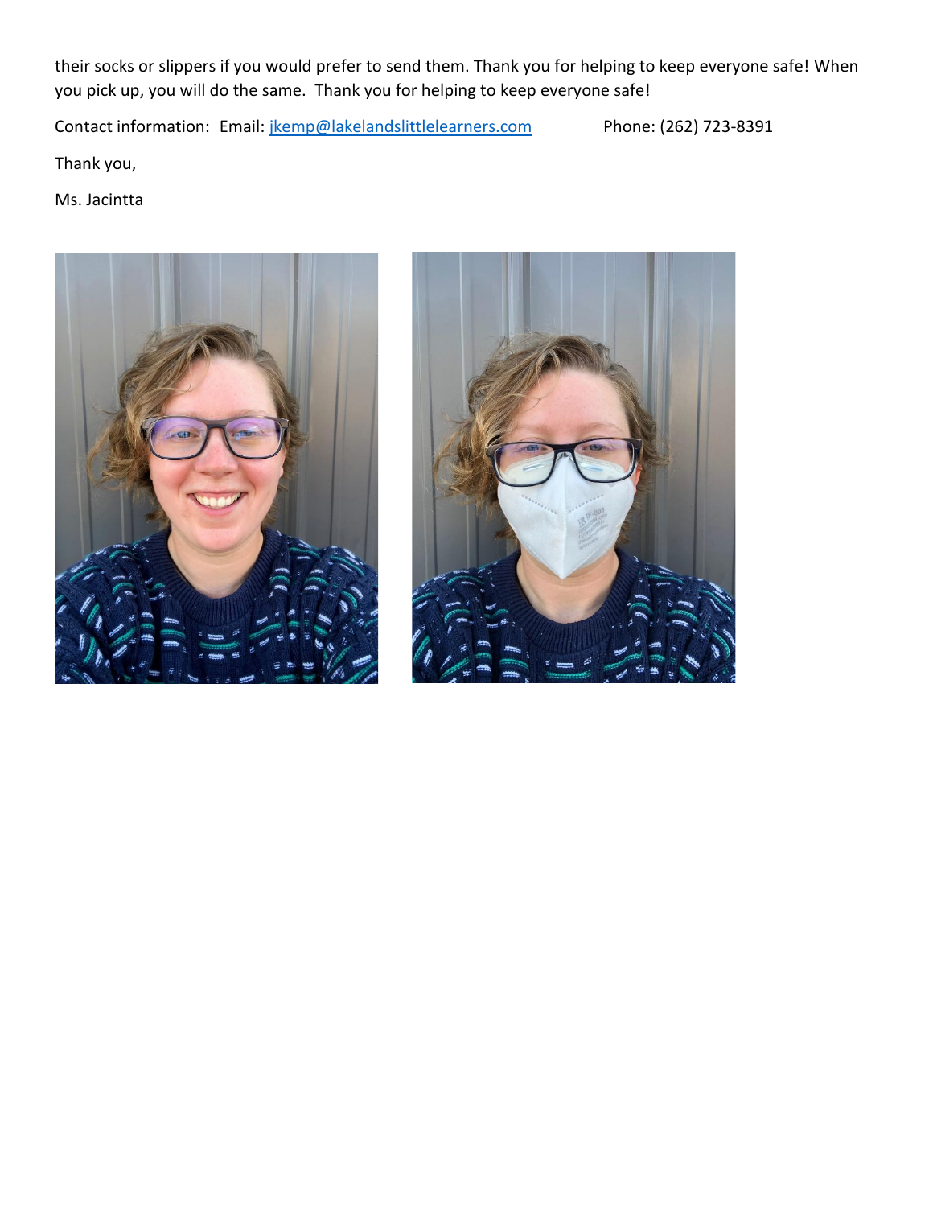their socks or slippers if you would prefer to send them. Thank you for helping to keep everyone safe! When you pick up, you will do the same. Thank you for helping to keep everyone safe!

Contact information: Email: jkemp@lakelandslittlelearners.com Phone: (262) 723-8391

Thank you,

Ms. Jacintta